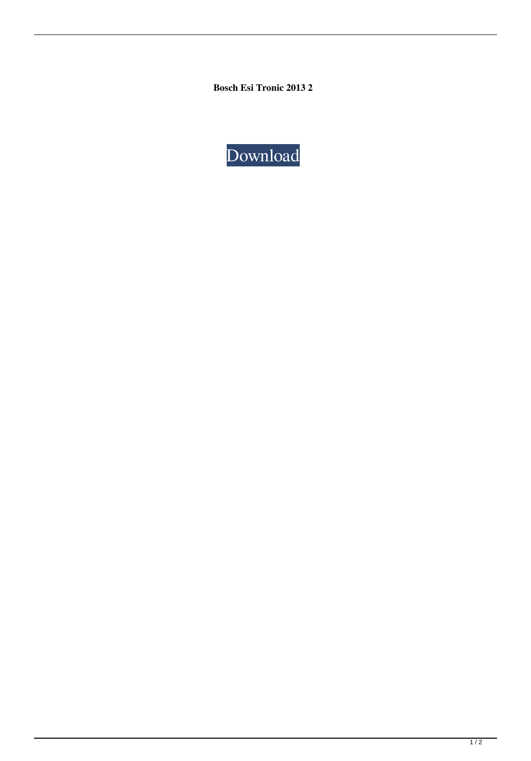**Bosch Esi Tronic 2013 2**

Download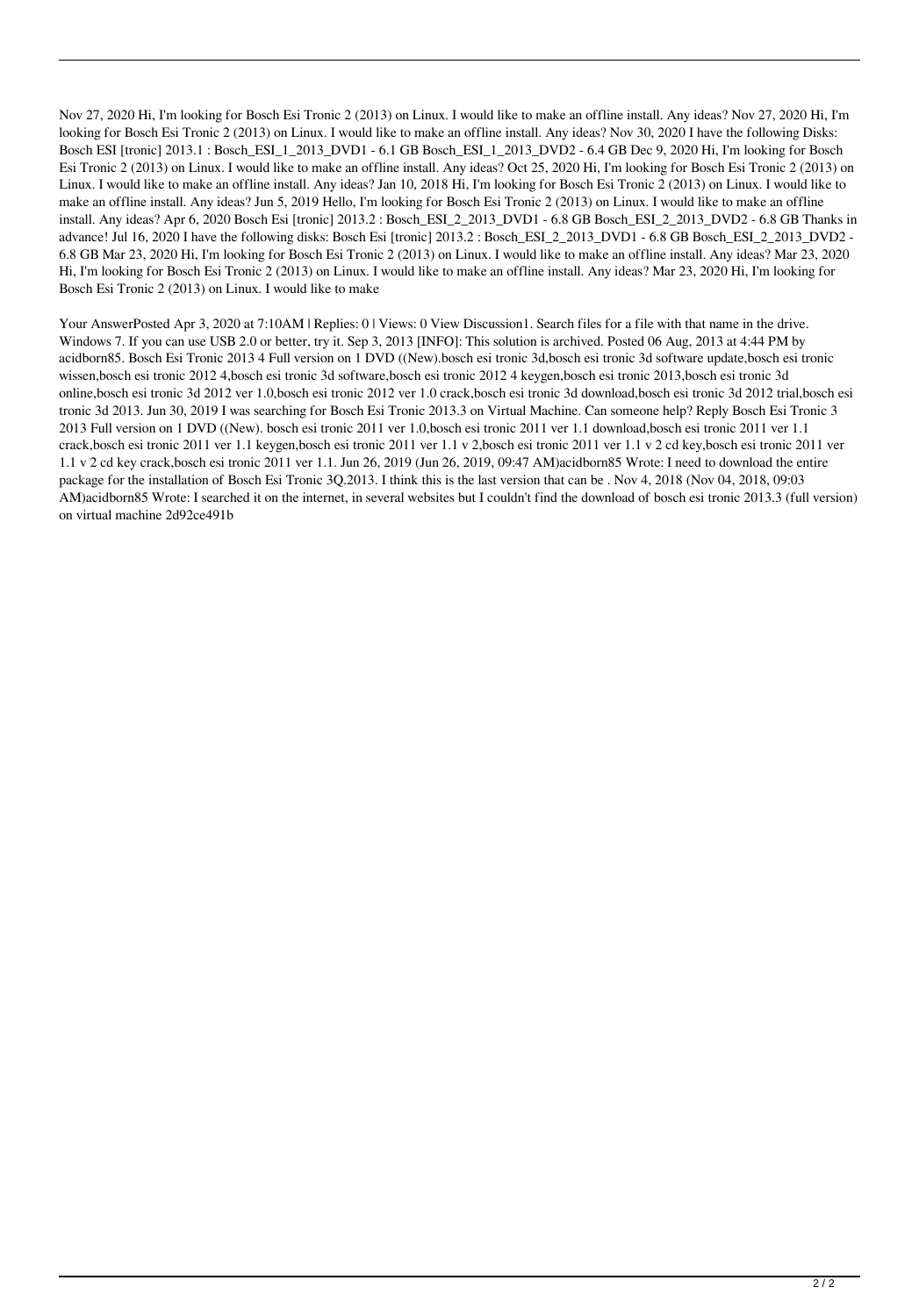Nov 27, 2020 Hi, I'm looking for Bosch Esi Tronic 2 (2013) on Linux. I would like to make an offline install. Any ideas? Nov 27, 2020 Hi, I'm looking for Bosch Esi Tronic 2 (2013) on Linux. I would like to make an offline install. Any ideas? Nov 30, 2020 I have the following Disks: Bosch ESI [tronic] 2013.1 : Bosch_ESI_1_2013_DVD1 - 6.1 GB Bosch_ESI_1_2013_DVD2 - 6.4 GB Dec 9, 2020 Hi, I'm looking for Bosch Esi Tronic 2 (2013) on Linux. I would like to make an offline install. Any ideas? Oct 25, 2020 Hi, I'm looking for Bosch Esi Tronic 2 (2013) on Linux. I would like to make an offline install. Any ideas? Jan 10, 2018 Hi, I'm looking for Bosch Esi Tronic 2 (2013) on Linux. I would like to make an offline install. Any ideas? Jun 5, 2019 Hello, I'm looking for Bosch Esi Tronic 2 (2013) on Linux. I would like to make an offline install. Any ideas? Apr 6, 2020 Bosch Esi [tronic] 2013.2 : Bosch_ESI_2_2013_DVD1 - 6.8 GB Bosch_ESI_2_2013_DVD2 - 6.8 GB Thanks in advance! Jul 16, 2020 I have the following disks: Bosch Esi [tronic] 2013.2 : Bosch_ESI_2_2013_DVD1 - 6.8 GB Bosch_ESI_2_2013_DVD2 - 6.8 GB Mar 23, 2020 Hi, I'm looking for Bosch Esi Tronic 2 (2013) on Linux. I would like to make an offline install. Any ideas? Mar 23, 2020 Hi, I'm looking for Bosch Esi Tronic 2 (2013) on Linux. I would like to make an offline install. Any ideas? Mar 23, 2020 Hi, I'm looking for Bosch Esi Tronic 2 (2013) on Linux. I would like to make

Your AnswerPosted Apr 3, 2020 at 7:10AM | Replies: 0 | Views: 0 View Discussion1. Search files for a file with that name in the drive. Windows 7. If you can use USB 2.0 or better, try it. Sep 3, 2013 [INFO]: This solution is archived. Posted 06 Aug, 2013 at 4:44 PM by acidborn85. Bosch Esi Tronic 2013 4 Full version on 1 DVD ((New).bosch esi tronic 3d,bosch esi tronic 3d software update,bosch esi tronic wissen,bosch esi tronic 2012 4,bosch esi tronic 3d software,bosch esi tronic 2012 4 keygen,bosch esi tronic 2013,bosch esi tronic 3d online,bosch esi tronic 3d 2012 ver 1.0,bosch esi tronic 2012 ver 1.0 crack,bosch esi tronic 3d download,bosch esi tronic 3d 2012 trial,bosch esi tronic 3d 2013. Jun 30, 2019 I was searching for Bosch Esi Tronic 2013.3 on Virtual Machine. Can someone help? Reply Bosch Esi Tronic 3 2013 Full version on 1 DVD ((New). bosch esi tronic 2011 ver 1.0,bosch esi tronic 2011 ver 1.1 download,bosch esi tronic 2011 ver 1.1 crack,bosch esi tronic 2011 ver 1.1 keygen,bosch esi tronic 2011 ver 1.1 v 2,bosch esi tronic 2011 ver 1.1 v 2 cd key,bosch esi tronic 2011 ver 1.1 v 2 cd key crack,bosch esi tronic 2011 ver 1.1. Jun 26, 2019 (Jun 26, 2019, 09:47 AM)acidborn85 Wrote: I need to download the entire package for the installation of Bosch Esi Tronic 3Q.2013. I think this is the last version that can be . Nov 4, 2018 (Nov 04, 2018, 09:03 AM)acidborn85 Wrote: I searched it on the internet, in several websites but I couldn't find the download of bosch esi tronic 2013.3 (full version) on virtual machine 2d92ce491b